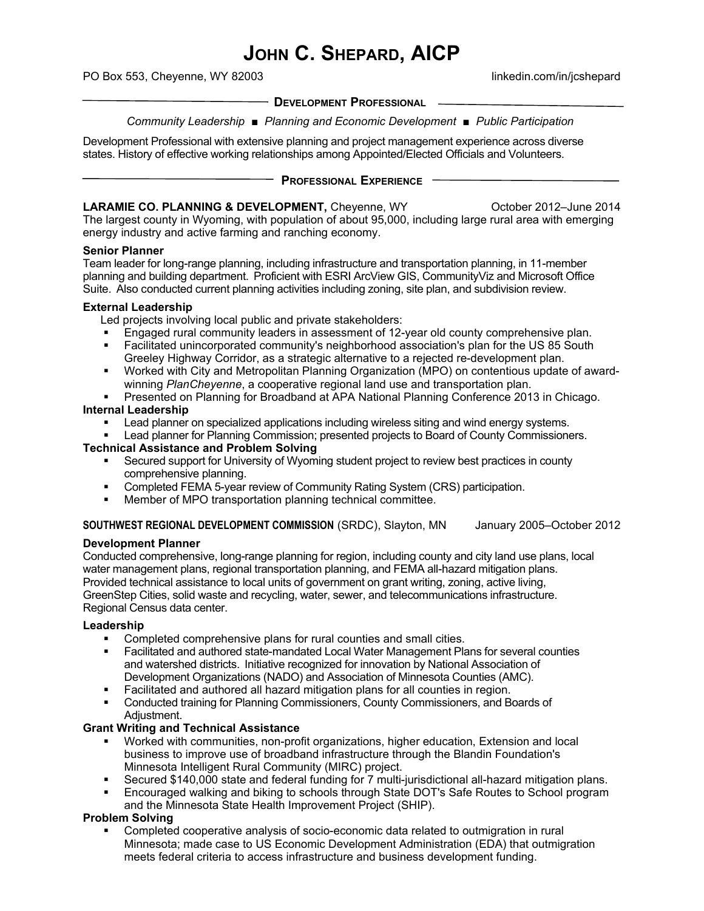# JOHN C. SHEPARD, AICP

PO Box 553, Cheyenne, WY 82003 linkedin.com/in/jcshepard

## DEVELOPMENT PROFESSIONAL

*Community Leadership ■ Planning and Economic Development ■ Public Participation*

Development Professional with extensive planning and project management experience across diverse states. History of effective working relationships among Appointed/Elected Officials and Volunteers.

## PROFESSIONAL EXPERIENCE

**LARAMIE CO. PLANNING & DEVELOPMENT,** Cheyenne, WY October 2012–June 2014

The largest county in Wyoming, with population of about 95,000, including large rural area with emerging energy industry and active farming and ranching economy.

**Senior Planner**

Team leader for long-range planning, including infrastructure and transportation planning, in 11-member planning and building department. Proficient with ESRI ArcView GIS, CommunityViz and Microsoft Office Suite. Also conducted current planning activities including zoning, site plan, and subdivision review.

**External Leadership**

Led projects involving local public and private stakeholders:

- Engaged rural community leaders in assessment of 12-year old county comprehensive plan.
- Facilitated unincorporated community's neighborhood association's plan for the US 85 South Greeley Highway Corridor, as a strategic alternative to a rejected re-development plan.
- Worked with City and Metropolitan Planning Organization (MPO) on contentious update of award-winning *PlanCheyenne*, a cooperative regional land use and transportation plan.
- Presented on Planning for Broadband at APA National Planning Conference 2013 in Chicago.

**Internal Leadership**

- Lead planner on specialized applications including wireless siting and wind energy systems.
- Lead planner for Planning Commission; presented projects to Board of County Commissioners.

**Technical Assistance and Problem Solving**

- Secured support for University of Wyoming student project to review best practices in county comprehensive planning.
- Completed FEMA 5-year review of Community Rating System (CRS) participation.
- Member of MPO transportation planning technical committee.

**SOUTHWEST REGIONAL DEVELOPMENT COMMISSION** (SRDC), Slayton, MN January 2005–October 2012

**Development Planner**

Conducted comprehensive, long-range planning for region, including county and city land use plans, local water management plans, regional transportation planning, and FEMA all-hazard mitigation plans. Provided technical assistance to local units of government on grant writing, zoning, active living, GreenStep Cities, solid waste and recycling, water, sewer, and telecommunications infrastructure. Regional Census data center.

**Leadership**

- Completed comprehensive plans for rural counties and small cities.
- Facilitated and authored state-mandated Local Water Management Plans for several counties and watershed districts. Initiative recognized for innovation by National Association of Development Organizations (NADO) and Association of Minnesota Counties (AMC).
- Facilitated and authored all hazard mitigation plans for all counties in region.
- Conducted training for Planning Commissioners, County Commissioners, and Boards of Adjustment.

**Grant Writing and Technical Assistance**

- Worked with communities, non-profit organizations, higher education, Extension and local business to improve use of broadband infrastructure through the Blandin Foundation's Minnesota Intelligent Rural Community (MIRC) project.
- Secured $140,000 state and federal funding for 7 multi-jurisdictional all-hazard mitigation plans.
- Encouraged walking and biking to schools through State DOT's Safe Routes to School program and the Minnesota State Health Improvement Project (SHIP).

**Problem Solving**

- Completed cooperative analysis of socio-economic data related to outmigration in rural Minnesota; made case to US Economic Development Administration (EDA) that outmigration meets federal criteria to access infrastructure and business development funding.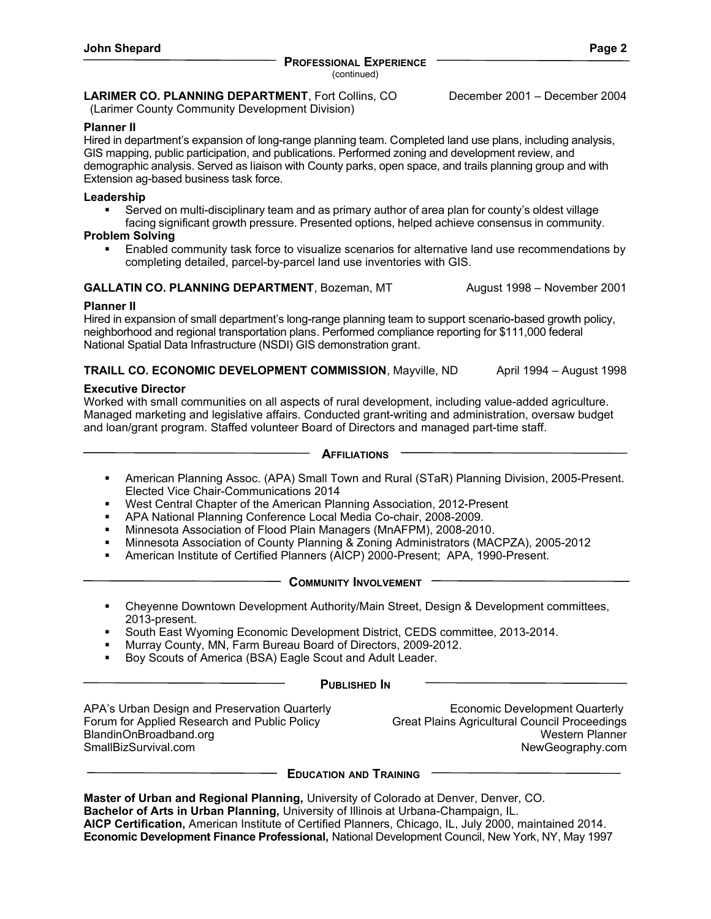## PROFESSIONAL EXPERIENCE
(continued)

**LARIMER CO. PLANNING DEPARTMENT**, Fort Collins, CO — December 2001 – December 2004
(Larimer County Community Development Division)

**Planner II**
Hired in department's expansion of long-range planning team. Completed land use plans, including analysis, GIS mapping, public participation, and publications. Performed zoning and development review, and demographic analysis. Served as liaison with County parks, open space, and trails planning group and with Extension ag-based business task force.

**Leadership**
- Served on multi-disciplinary team and as primary author of area plan for county's oldest village facing significant growth pressure. Presented options, helped achieve consensus in community.

**Problem Solving**
- Enabled community task force to visualize scenarios for alternative land use recommendations by completing detailed, parcel-by-parcel land use inventories with GIS.

**GALLATIN CO. PLANNING DEPARTMENT**, Bozeman, MT — August 1998 – November 2001

**Planner II**
Hired in expansion of small department's long-range planning team to support scenario-based growth policy, neighborhood and regional transportation plans. Performed compliance reporting for $111,000 federal National Spatial Data Infrastructure (NSDI) GIS demonstration grant.

**TRAILL CO. ECONOMIC DEVELOPMENT COMMISSION**, Mayville, ND — April 1994 – August 1998

**Executive Director**
Worked with small communities on all aspects of rural development, including value-added agriculture. Managed marketing and legislative affairs. Conducted grant-writing and administration, oversaw budget and loan/grant program. Staffed volunteer Board of Directors and managed part-time staff.

## AFFILIATIONS

- American Planning Assoc. (APA) Small Town and Rural (STaR) Planning Division, 2005-Present. Elected Vice Chair-Communications 2014
- West Central Chapter of the American Planning Association, 2012-Present
- APA National Planning Conference Local Media Co-chair, 2008-2009.
- Minnesota Association of Flood Plain Managers (MnAFPM), 2008-2010.
- Minnesota Association of County Planning & Zoning Administrators (MACPZA), 2005-2012
- American Institute of Certified Planners (AICP) 2000-Present; APA, 1990-Present.

## COMMUNITY INVOLVEMENT

- Cheyenne Downtown Development Authority/Main Street, Design & Development committees, 2013-present.
- South East Wyoming Economic Development District, CEDS committee, 2013-2014.
- Murray County, MN, Farm Bureau Board of Directors, 2009-2012.
- Boy Scouts of America (BSA) Eagle Scout and Adult Leader.

## PUBLISHED IN

APA's Urban Design and Preservation Quarterly
Forum for Applied Research and Public Policy
BlandinOnBroadband.org
SmallBizSurvival.com
Economic Development Quarterly
Great Plains Agricultural Council Proceedings
Western Planner
NewGeography.com

## EDUCATION AND TRAINING

**Master of Urban and Regional Planning,** University of Colorado at Denver, Denver, CO.
**Bachelor of Arts in Urban Planning,** University of Illinois at Urbana-Champaign, IL.
**AICP Certification,** American Institute of Certified Planners, Chicago, IL, July 2000, maintained 2014.
**Economic Development Finance Professional,** National Development Council, New York, NY, May 1997